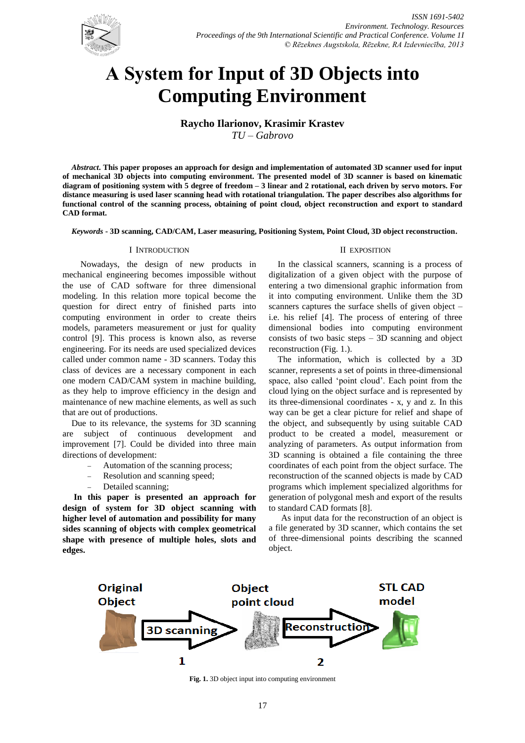# A System for Input of 3D Objects into Computing Environment

**Raycho Ilarionov, Krasimir Krastev**
*TU – Gabrovo*

***Abstract*. This paper proposes an approach for design and implementation of automated 3D scanner used for input of mechanical 3D objects into computing environment. The presented model of 3D scanner is based on kinematic diagram of positioning system with 5 degree of freedom – 3 linear and 2 rotational, each driven by servo motors. For distance measuring is used laser scanning head with rotational triangulation. The paper describes also algorithms for functional control of the scanning process, obtaining of point cloud, object reconstruction and export to standard CAD format.**

***Keywords* - 3D scanning, CAD/CAM, Laser measuring, Positioning System, Point Cloud, 3D object reconstruction.**

## I INTRODUCTION

Nowadays, the design of new products in mechanical engineering becomes impossible without the use of CAD software for three dimensional modeling. In this relation more topical become the question for direct entry of finished parts into computing environment in order to create theirs models, parameters measurement or just for quality control [9]. This process is known also, as reverse engineering. For its needs are used specialized devices called under common name - 3D scanners. Today this class of devices are a necessary component in each one modern CAD/CAM system in machine building, as they help to improve efficiency in the design and maintenance of new machine elements, as well as such that are out of productions.

Due to its relevance, the systems for 3D scanning are subject of continuous development and improvement [7]. Could be divided into three main directions of development:

- Automation of the scanning process;
- Resolution and scanning speed;
- Detailed scanning;

**In this paper is presented an approach for design of system for 3D object scanning with higher level of automation and possibility for many sides scanning of objects with complex geometrical shape with presence of multiple holes, slots and edges.**

## II EXPOSITION

In the classical scanners, scanning is a process of digitalization of a given object with the purpose of entering a two dimensional graphic information from it into computing environment. Unlike them the 3D scanners captures the surface shells of given object – i.e. his relief [4]. The process of entering of three dimensional bodies into computing environment consists of two basic steps – 3D scanning and object reconstruction (Fig. 1.).

The information, which is collected by a 3D scanner, represents a set of points in three-dimensional space, also called 'point cloud'. Each point from the cloud lying on the object surface and is represented by its three-dimensional coordinates - x, y and z. In this way can be get a clear picture for relief and shape of the object, and subsequently by using suitable CAD product to be created a model, measurement or analyzing of parameters. As output information from 3D scanning is obtained a file containing the three coordinates of each point from the object surface. The reconstruction of the scanned objects is made by CAD programs which implement specialized algorithms for generation of polygonal mesh and export of the results to standard CAD formats [8].

As input data for the reconstruction of an object is a file generated by 3D scanner, which contains the set of three-dimensional points describing the scanned object.

**Fig. 1.** 3D object input into computing environment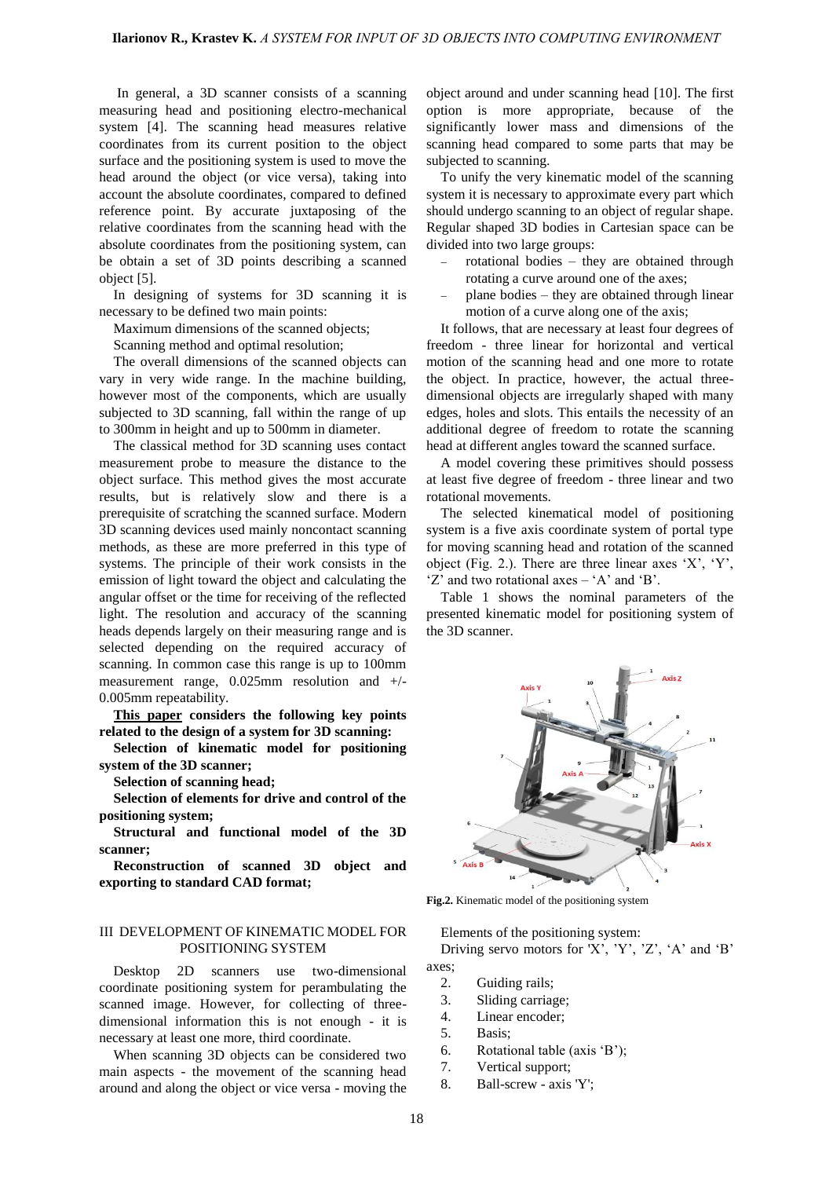In general, a 3D scanner consists of a scanning measuring head and positioning electro-mechanical system [4]. The scanning head measures relative coordinates from its current position to the object surface and the positioning system is used to move the head around the object (or vice versa), taking into account the absolute coordinates, compared to defined reference point. By accurate juxtaposing of the relative coordinates from the scanning head with the absolute coordinates from the positioning system, can be obtain a set of 3D points describing a scanned object [5].

In designing of systems for 3D scanning it is necessary to be defined two main points:

Maximum dimensions of the scanned objects;

Scanning method and optimal resolution;

The overall dimensions of the scanned objects can vary in very wide range. In the machine building, however most of the components, which are usually subjected to 3D scanning, fall within the range of up to 300mm in height and up to 500mm in diameter.

The classical method for 3D scanning uses contact measurement probe to measure the distance to the object surface. This method gives the most accurate results, but is relatively slow and there is a prerequisite of scratching the scanned surface. Modern 3D scanning devices used mainly noncontact scanning methods, as these are more preferred in this type of systems. The principle of their work consists in the emission of light toward the object and calculating the angular offset or the time for receiving of the reflected light. The resolution and accuracy of the scanning heads depends largely on their measuring range and is selected depending on the required accuracy of scanning. In common case this range is up to 100mm measurement range, 0.025mm resolution and +/- 0.005mm repeatability.

**This paper considers the following key points related to the design of a system for 3D scanning:**

**Selection of kinematic model for positioning system of the 3D scanner;**

**Selection of scanning head;**

**Selection of elements for drive and control of the positioning system;**

**Structural and functional model of the 3D scanner;**

**Reconstruction of scanned 3D object and exporting to standard CAD format;**

## III DEVELOPMENT OF KINEMATIC MODEL FOR POSITIONING SYSTEM

Desktop 2D scanners use two-dimensional coordinate positioning system for perambulating the scanned image. However, for collecting of three-dimensional information this is not enough - it is necessary at least one more, third coordinate.

When scanning 3D objects can be considered two main aspects - the movement of the scanning head around and along the object or vice versa - moving the object around and under scanning head [10]. The first option is more appropriate, because of the significantly lower mass and dimensions of the scanning head compared to some parts that may be subjected to scanning.

To unify the very kinematic model of the scanning system it is necessary to approximate every part which should undergo scanning to an object of regular shape. Regular shaped 3D bodies in Cartesian space can be divided into two large groups:

- rotational bodies – they are obtained through rotating a curve around one of the axes;
- plane bodies – they are obtained through linear motion of a curve along one of the axis;

It follows, that are necessary at least four degrees of freedom - three linear for horizontal and vertical motion of the scanning head and one more to rotate the object. In practice, however, the actual three-dimensional objects are irregularly shaped with many edges, holes and slots. This entails the necessity of an additional degree of freedom to rotate the scanning head at different angles toward the scanned surface.

A model covering these primitives should possess at least five degree of freedom - three linear and two rotational movements.

The selected kinematical model of positioning system is a five axis coordinate system of portal type for moving scanning head and rotation of the scanned object (Fig. 2.). There are three linear axes 'X', 'Y', 'Z' and two rotational axes – 'A' and 'B'.

Table 1 shows the nominal parameters of the presented kinematic model for positioning system of the 3D scanner.

**Fig.2.** Kinematic model of the positioning system

Elements of the positioning system:

Driving servo motors for 'X', 'Y', 'Z', 'A' and 'B' axes;

2. Guiding rails;
3. Sliding carriage;
4. Linear encoder;
5. Basis;
6. Rotational table (axis 'B');
7. Vertical support;
8. Ball-screw - axis 'Y';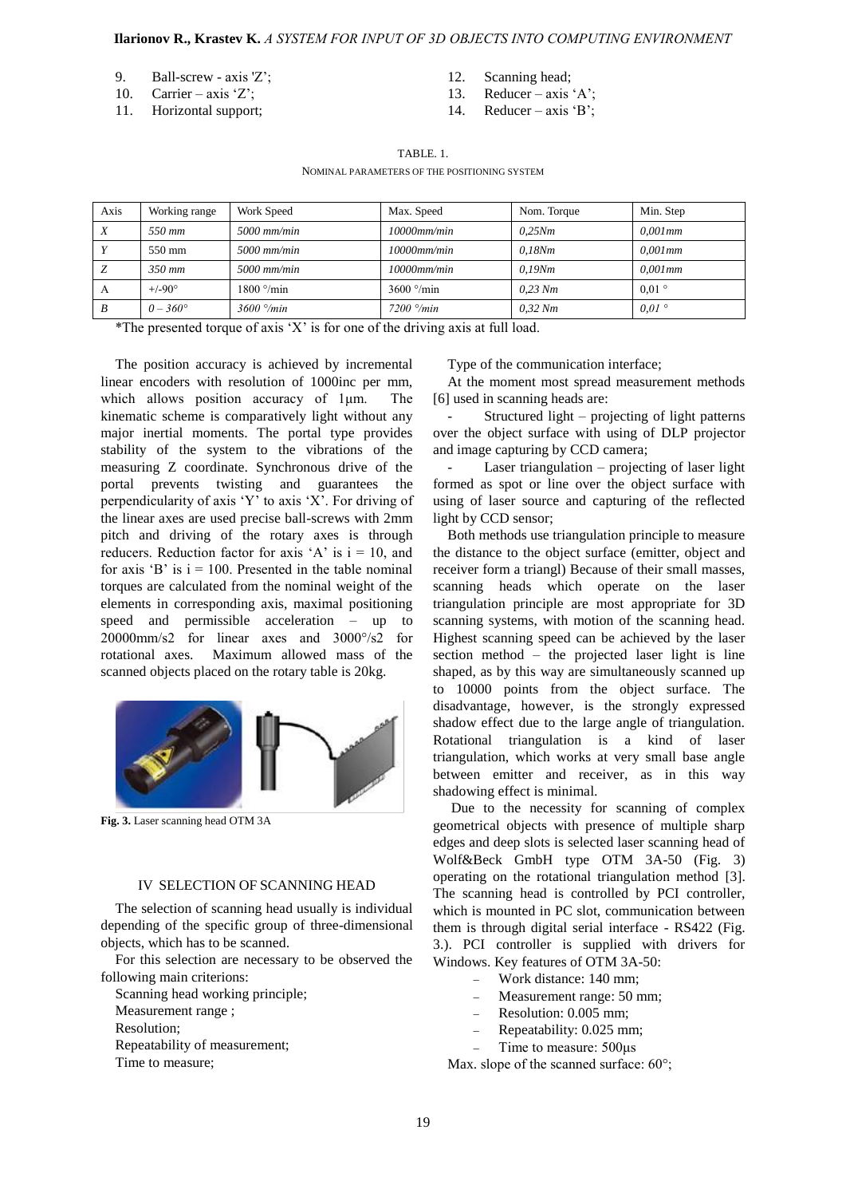9. Ball-screw - axis 'Z';
10. Carrier – axis 'Z';
11. Horizontal support;
12. Scanning head;
13. Reducer – axis 'A';
14. Reducer – axis 'B';

TABLE. 1.
NOMINAL PARAMETERS OF THE POSITIONING SYSTEM

| Axis | Working range | Work Speed | Max. Speed | Nom. Torque | Min. Step |
|---|---|---|---|---|---|
| *X* | *550 mm* | *5000 mm/min* | *10000mm/min* | *0,25Nm* | *0,001mm* |
| *Y* | 550 mm | *5000 mm/min* | *10000mm/min* | *0,18Nm* | *0,001mm* |
| *Z* | *350 mm* | *5000 mm/min* | *10000mm/min* | *0,19Nm* | *0,001mm* |
| A | +/-90° | 1800 °/min | 3600 °/min | *0,23 Nm* | 0,01 ° |
| *B* | *0 – 360°* | *3600 °/min* | *7200 °/min* | *0,32 Nm* | *0,01 °* |

*The presented torque of axis 'X' is for one of the driving axis at full load.

The position accuracy is achieved by incremental linear encoders with resolution of 1000inc per mm, which allows position accuracy of 1μm. The kinematic scheme is comparatively light without any major inertial moments. The portal type provides stability of the system to the vibrations of the measuring Z coordinate. Synchronous drive of the portal prevents twisting and guarantees the perpendicularity of axis 'Y' to axis 'X'. For driving of the linear axes are used precise ball-screws with 2mm pitch and driving of the rotary axes is through reducers. Reduction factor for axis 'A' is $i = 10$, and for axis 'B' is $i = 100$. Presented in the table nominal torques are calculated from the nominal weight of the elements in corresponding axis, maximal positioning speed and permissible acceleration – up to 20000mm/s2 for linear axes and 3000°/s2 for rotational axes. Maximum allowed mass of the scanned objects placed on the rotary table is 20kg.

**Fig. 3.** Laser scanning head OTM 3A

## IV SELECTION OF SCANNING HEAD

The selection of scanning head usually is individual depending of the specific group of three-dimensional objects, which has to be scanned.

For this selection are necessary to be observed the following main criterions:

Scanning head working principle;

Measurement range ;

Resolution;

Repeatability of measurement;

Time to measure;

Type of the communication interface;

At the moment most spread measurement methods [6] used in scanning heads are:

- Structured light – projecting of light patterns over the object surface with using of DLP projector and image capturing by CCD camera;
- Laser triangulation – projecting of laser light formed as spot or line over the object surface with using of laser source and capturing of the reflected light by CCD sensor;

Both methods use triangulation principle to measure the distance to the object surface (emitter, object and receiver form a triangl) Because of their small masses, scanning heads which operate on the laser triangulation principle are most appropriate for 3D scanning systems, with motion of the scanning head. Highest scanning speed can be achieved by the laser section method – the projected laser light is line shaped, as by this way are simultaneously scanned up to 10000 points from the object surface. The disadvantage, however, is the strongly expressed shadow effect due to the large angle of triangulation. Rotational triangulation is a kind of laser triangulation, which works at very small base angle between emitter and receiver, as in this way shadowing effect is minimal.

Due to the necessity for scanning of complex geometrical objects with presence of multiple sharp edges and deep slots is selected laser scanning head of Wolf&Beck GmbH type OTM 3A-50 (Fig. 3) operating on the rotational triangulation method [3]. The scanning head is controlled by PCI controller, which is mounted in PC slot, communication between them is through digital serial interface - RS422 (Fig. 3.). PCI controller is supplied with drivers for Windows. Key features of OTM 3A-50:

- Work distance: 140 mm;
- Measurement range: 50 mm;
- Resolution: 0.005 mm;
- Repeatability: 0.025 mm;
- Time to measure: 500μs

Max. slope of the scanned surface: 60°;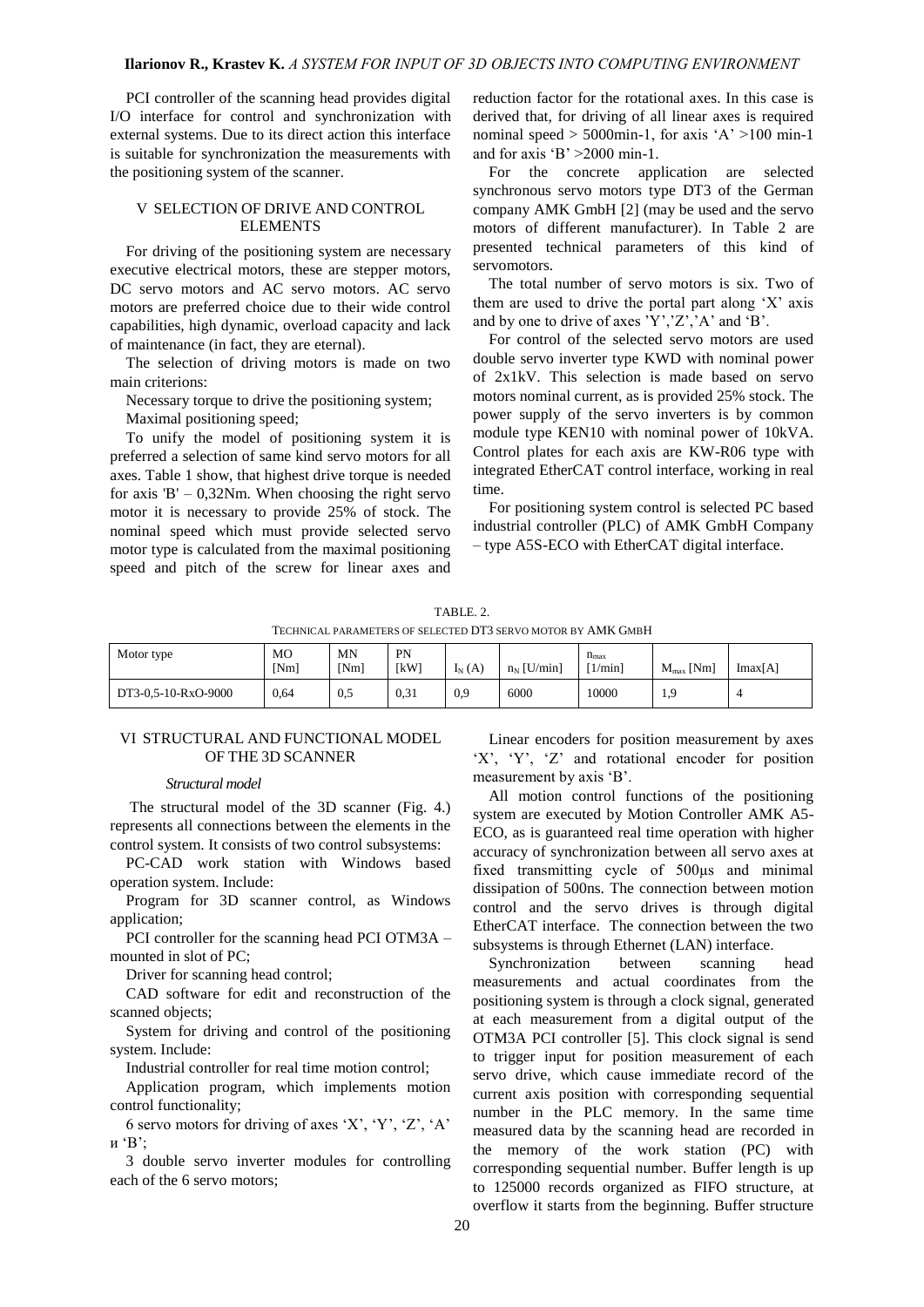PCI controller of the scanning head provides digital I/O interface for control and synchronization with external systems. Due to its direct action this interface is suitable for synchronization the measurements with the positioning system of the scanner.

## V SELECTION OF DRIVE AND CONTROL ELEMENTS

For driving of the positioning system are necessary executive electrical motors, these are stepper motors, DC servo motors and AC servo motors. AC servo motors are preferred choice due to their wide control capabilities, high dynamic, overload capacity and lack of maintenance (in fact, they are eternal).

The selection of driving motors is made on two main criterions:

Necessary torque to drive the positioning system;

Maximal positioning speed;

To unify the model of positioning system it is preferred a selection of same kind servo motors for all axes. Table 1 show, that highest drive torque is needed for axis 'B' – 0,32Nm. When choosing the right servo motor it is necessary to provide 25% of stock. The nominal speed which must provide selected servo motor type is calculated from the maximal positioning speed and pitch of the screw for linear axes and reduction factor for the rotational axes. In this case is derived that, for driving of all linear axes is required nominal speed > 5000min-1, for axis 'A' >100 min-1 and for axis 'B' >2000 min-1.

For the concrete application are selected synchronous servo motors type DT3 of the German company AMK GmbH [2] (may be used and the servo motors of different manufacturer). In Table 2 are presented technical parameters of this kind of servomotors.

The total number of servo motors is six. Two of them are used to drive the portal part along 'X' axis and by one to drive of axes 'Y','Z','A' and 'B'.

For control of the selected servo motors are used double servo inverter type KWD with nominal power of 2x1kV. This selection is made based on servo motors nominal current, as is provided 25% stock. The power supply of the servo inverters is by common module type KEN10 with nominal power of 10kVA. Control plates for each axis are KW-R06 type with integrated EtherCAT control interface, working in real time.

For positioning system control is selected PC based industrial controller (PLC) of AMK GmbH Company – type A5S-ECO with EtherCAT digital interface.

TABLE. 2.
TECHNICAL PARAMETERS OF SELECTED DT3 SERVO MOTOR BY AMK GMBH

| Motor type | MO [Nm] | MN [Nm] | PN [kW] | $I_N$ (A) | $n_N$ [U/min] | $n_{max}$ [1/min] | $M_{max}$ [Nm] | Imax[A] |
|---|---|---|---|---|---|---|---|---|
| DT3-0,5-10-RxO-9000 | 0,64 | 0,5 | 0,31 | 0,9 | 6000 | 10000 | 1,9 | 4 |

## VI STRUCTURAL AND FUNCTIONAL MODEL OF THE 3D SCANNER

### *Structural model*

The structural model of the 3D scanner (Fig. 4.) represents all connections between the elements in the control system. It consists of two control subsystems:

PC-CAD work station with Windows based operation system. Include:

Program for 3D scanner control, as Windows application;

PCI controller for the scanning head PCI OTM3A – mounted in slot of PC;

Driver for scanning head control;

CAD software for edit and reconstruction of the scanned objects;

System for driving and control of the positioning system. Include:

Industrial controller for real time motion control;

Application program, which implements motion control functionality;

6 servo motors for driving of axes 'X', 'Y', 'Z', 'A' и 'B';

3 double servo inverter modules for controlling each of the 6 servo motors;

Linear encoders for position measurement by axes 'X', 'Y', 'Z' and rotational encoder for position measurement by axis 'B'.

All motion control functions of the positioning system are executed by Motion Controller AMK A5-ECO, as is guaranteed real time operation with higher accuracy of synchronization between all servo axes at fixed transmitting cycle of 500µs and minimal dissipation of 500ns. The connection between motion control and the servo drives is through digital EtherCAT interface. The connection between the two subsystems is through Ethernet (LAN) interface.

Synchronization between scanning head measurements and actual coordinates from the positioning system is through a clock signal, generated at each measurement from a digital output of the OTM3A PCI controller [5]. This clock signal is send to trigger input for position measurement of each servo drive, which cause immediate record of the current axis position with corresponding sequential number in the PLC memory. In the same time measured data by the scanning head are recorded in the memory of the work station (PC) with corresponding sequential number. Buffer length is up to 125000 records organized as FIFO structure, at overflow it starts from the beginning. Buffer structure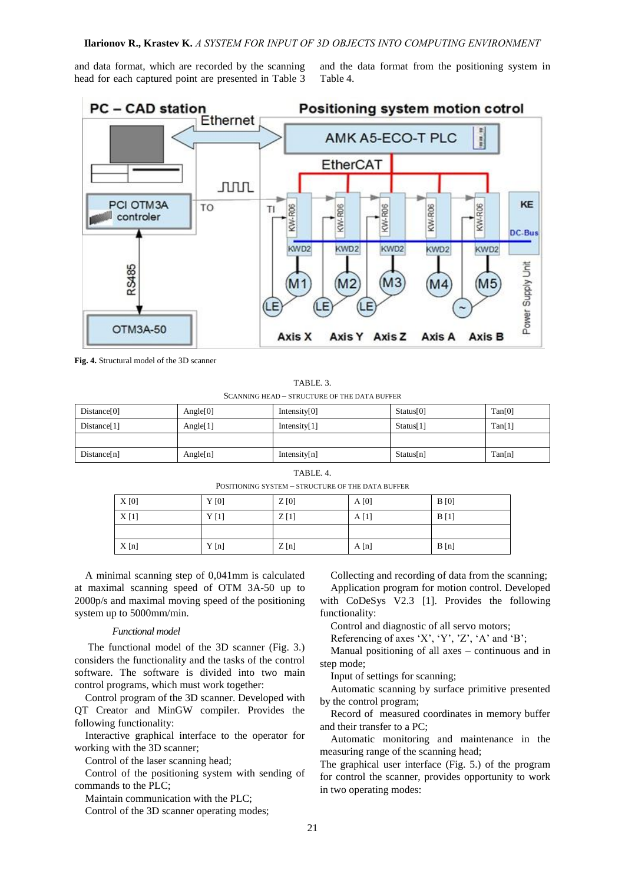and data format, which are recorded by the scanning head for each captured point are presented in Table 3 and the data format from the positioning system in Table 4.

**Fig. 4.** Structural model of the 3D scanner

TABLE. 3.
SCANNING HEAD – STRUCTURE OF THE DATA BUFFER

| Distance[0] | Angle[0] | Intensity[0] | Status[0] | Tan[0] |
|---|---|---|---|---|
| Distance[1] | Angle[1] | Intensity[1] | Status[1] | Tan[1] |
| | | | | |
| Distance[n] | Angle[n] | Intensity[n] | Status[n] | Tan[n] |

TABLE. 4.
POSITIONING SYSTEM – STRUCTURE OF THE DATA BUFFER

| X [0] | Y [0] | Z [0] | A [0] | B [0] |
|---|---|---|---|---|
| X [1] | Y [1] | Z [1] | A [1] | B [1] |
| | | | | |
| X [n] | Y [n] | Z [n] | A [n] | B [n] |

A minimal scanning step of 0,041mm is calculated at maximal scanning speed of OTM 3A-50 up to 2000p/s and maximal moving speed of the positioning system up to 5000mm/min.

*Functional model*

The functional model of the 3D scanner (Fig. 3.) considers the functionality and the tasks of the control software. The software is divided into two main control programs, which must work together:

Control program of the 3D scanner. Developed with QT Creator and MinGW compiler. Provides the following functionality:

Interactive graphical interface to the operator for working with the 3D scanner;

Control of the laser scanning head;

Control of the positioning system with sending of commands to the PLC;

Maintain communication with the PLC;

Control of the 3D scanner operating modes;

Collecting and recording of data from the scanning;

Application program for motion control. Developed with CoDeSys V2.3 [1]. Provides the following functionality:

Control and diagnostic of all servo motors;

Referencing of axes 'X', 'Y', 'Z', 'A' and 'B';

Manual positioning of all axes – continuous and in step mode;

Input of settings for scanning;

Automatic scanning by surface primitive presented by the control program;

Record of measured coordinates in memory buffer and their transfer to a PC;

Automatic monitoring and maintenance in the measuring range of the scanning head;

The graphical user interface (Fig. 5.) of the program for control the scanner, provides opportunity to work in two operating modes: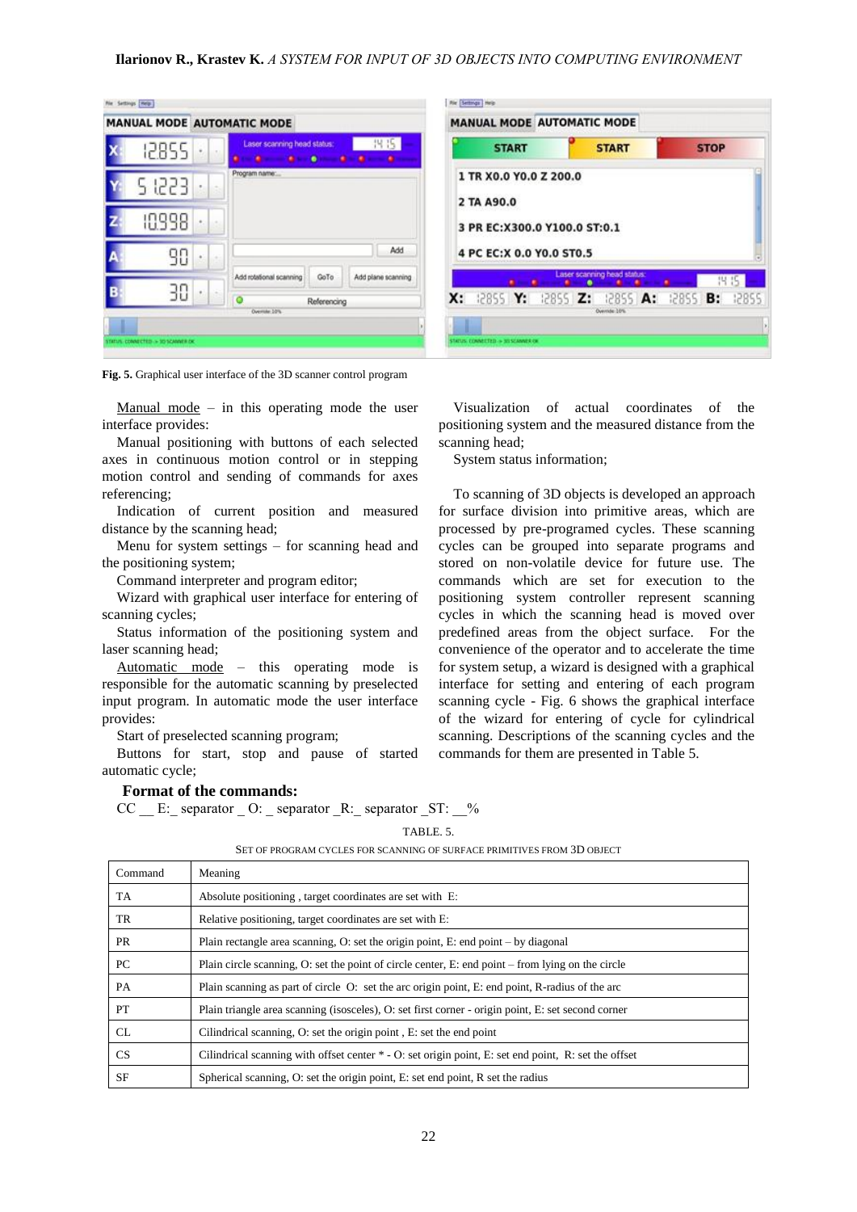Fig. 5. Graphical user interface of the 3D scanner control program

Manual mode – in this operating mode the user interface provides:

Manual positioning with buttons of each selected axes in continuous motion control or in stepping motion control and sending of commands for axes referencing;

Indication of current position and measured distance by the scanning head;

Menu for system settings – for scanning head and the positioning system;

Command interpreter and program editor;

Wizard with graphical user interface for entering of scanning cycles;

Status information of the positioning system and laser scanning head;

Automatic mode – this operating mode is responsible for the automatic scanning by preselected input program. In automatic mode the user interface provides:

Start of preselected scanning program;

Buttons for start, stop and pause of started automatic cycle;

Visualization of actual coordinates of the positioning system and the measured distance from the scanning head;

System status information;

To scanning of 3D objects is developed an approach for surface division into primitive areas, which are processed by pre-programed cycles. These scanning cycles can be grouped into separate programs and stored on non-volatile device for future use. The commands which are set for execution to the positioning system controller represent scanning cycles in which the scanning head is moved over predefined areas from the object surface. For the convenience of the operator and to accelerate the time for system setup, a wizard is designed with a graphical interface for setting and entering of each program scanning cycle - Fig. 6 shows the graphical interface of the wizard for entering of cycle for cylindrical scanning. Descriptions of the scanning cycles and the commands for them are presented in Table 5.

**Format of the commands:**

CC __ E:_ separator _ O: _ separator _R:_ separator _ST: __%

TABLE. 5.

SET OF PROGRAM CYCLES FOR SCANNING OF SURFACE PRIMITIVES FROM 3D OBJECT

| Command | Meaning |
|---|---|
| TA | Absolute positioning , target coordinates are set with E: |
| TR | Relative positioning, target coordinates are set with E: |
| PR | Plain rectangle area scanning, O: set the origin point, E: end point – by diagonal |
| PC | Plain circle scanning, O: set the point of circle center, E: end point – from lying on the circle |
| PA | Plain scanning as part of circle O: set the arc origin point, E: end point, R-radius of the arc |
| PT | Plain triangle area scanning (isosceles), O: set first corner - origin point, E: set second corner |
| CL | Cilindrical scanning, O: set the origin point , E: set the end point |
| CS | Cilindrical scanning with offset center * - O: set origin point, E: set end point, R: set the offset |
| SF | Spherical scanning, O: set the origin point, E: set end point, R set the radius |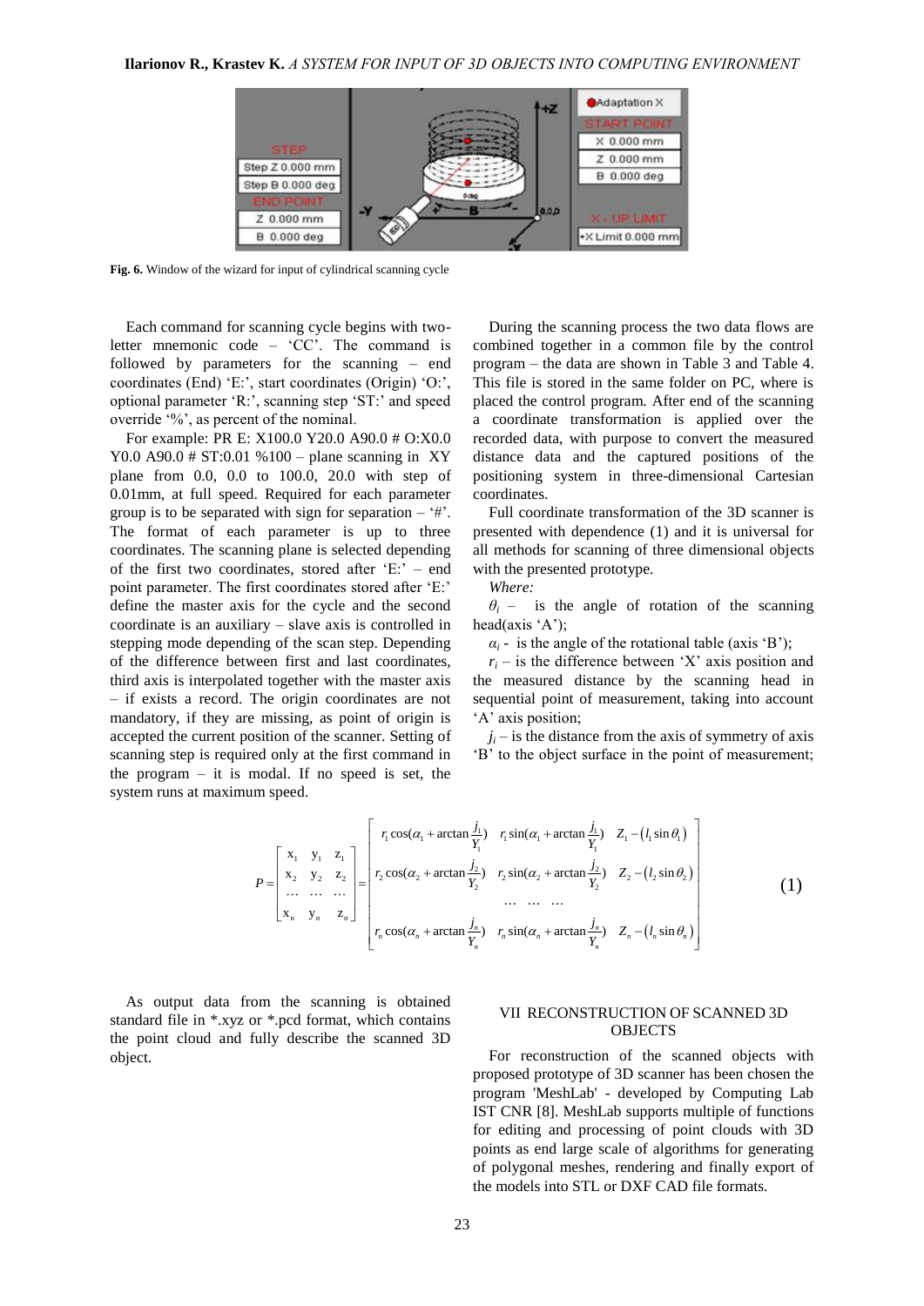Fig. 6. Window of the wizard for input of cylindrical scanning cycle

Each command for scanning cycle begins with two-letter mnemonic code – 'CC'. The command is followed by parameters for the scanning – end coordinates (End) 'E:', start coordinates (Origin) 'O:', optional parameter 'R:', scanning step 'ST:' and speed override '%', as percent of the nominal.

For example: PR E: X100.0 Y20.0 A90.0 # O:X0.0 Y0.0 A90.0 # ST:0.01 %100 – plane scanning in XY plane from 0.0, 0.0 to 100.0, 20.0 with step of 0.01mm, at full speed. Required for each parameter group is to be separated with sign for separation – '#'. The format of each parameter is up to three coordinates. The scanning plane is selected depending of the first two coordinates, stored after 'E:' – end point parameter. The first coordinates stored after 'E:' define the master axis for the cycle and the second coordinate is an auxiliary – slave axis is controlled in stepping mode depending of the scan step. Depending of the difference between first and last coordinates, third axis is interpolated together with the master axis – if exists a record. The origin coordinates are not mandatory, if they are missing, as point of origin is accepted the current position of the scanner. Setting of scanning step is required only at the first command in the program – it is modal. If no speed is set, the system runs at maximum speed.

During the scanning process the two data flows are combined together in a common file by the control program – the data are shown in Table 3 and Table 4. This file is stored in the same folder on PC, where is placed the control program. After end of the scanning a coordinate transformation is applied over the recorded data, with purpose to convert the measured distance data and the captured positions of the positioning system in three-dimensional Cartesian coordinates.

Full coordinate transformation of the 3D scanner is presented with dependence (1) and it is universal for all methods for scanning of three dimensional objects with the presented prototype.

*Where:*

$\theta_i$ – is the angle of rotation of the scanning head(axis 'A');

$\alpha_i$ - is the angle of the rotational table (axis 'B');

$r_i$ – is the difference between 'X' axis position and the measured distance by the scanning head in sequential point of measurement, taking into account 'A' axis position;

$j_i$ – is the distance from the axis of symmetry of axis 'B' to the object surface in the point of measurement;

$$P = \begin{bmatrix} x_1 & y_1 & z_1 \\ x_2 & y_2 & z_2 \\ \dots & \dots & \dots \\ x_n & y_n & z_n \end{bmatrix} = \begin{bmatrix} r_1 \cos(\alpha_1 + \arctan\frac{j_1}{Y_1}) & r_1 \sin(\alpha_1 + \arctan\frac{j_1}{Y_1}) & Z_1 - (l_1 \sin\theta_1) \\ r_2 \cos(\alpha_2 + \arctan\frac{j_2}{Y_2}) & r_2 \sin(\alpha_2 + \arctan\frac{j_2}{Y_2}) & Z_2 - (l_2 \sin\theta_2) \\ \dots & \dots & \dots \\ r_n \cos(\alpha_n + \arctan\frac{j_n}{Y_n}) & r_n \sin(\alpha_n + \arctan\frac{j_n}{Y_n}) & Z_n - (l_n \sin\theta_n) \end{bmatrix} \quad (1)$$

As output data from the scanning is obtained standard file in *.xyz or *.pcd format, which contains the point cloud and fully describe the scanned 3D object.

## VII RECONSTRUCTION OF SCANNED 3D OBJECTS

For reconstruction of the scanned objects with proposed prototype of 3D scanner has been chosen the program 'MeshLab' - developed by Computing Lab IST CNR [8]. MeshLab supports multiple of functions for editing and processing of point clouds with 3D points as end large scale of algorithms for generating of polygonal meshes, rendering and finally export of the models into STL or DXF CAD file formats.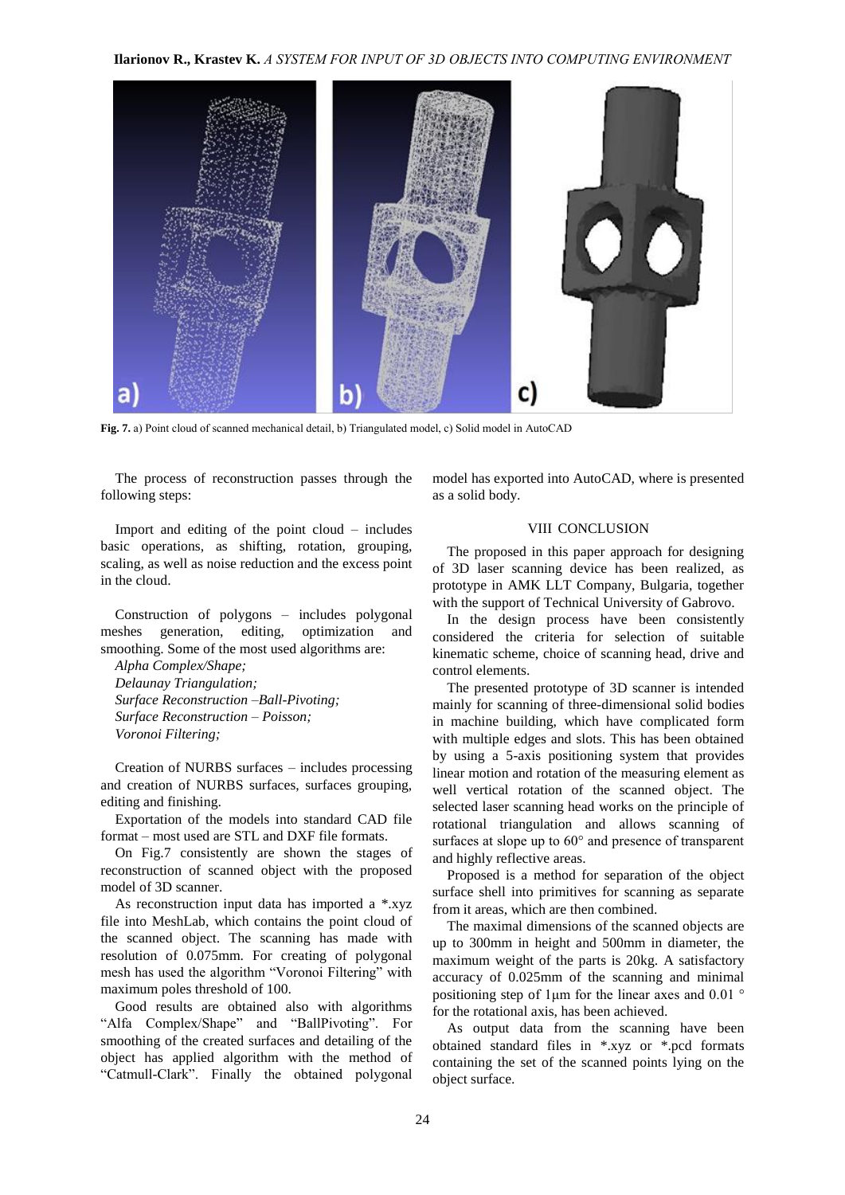**Fig. 7.** a) Point cloud of scanned mechanical detail, b) Triangulated model, c) Solid model in AutoCAD

The process of reconstruction passes through the following steps:

Import and editing of the point cloud – includes basic operations, as shifting, rotation, grouping, scaling, as well as noise reduction and the excess point in the cloud.

Construction of polygons – includes polygonal meshes generation, editing, optimization and smoothing. Some of the most used algorithms are:

*Alpha Complex/Shape;*
*Delaunay Triangulation;*
*Surface Reconstruction –Ball-Pivoting;*
*Surface Reconstruction – Poisson;*
*Voronoi Filtering;*

Creation of NURBS surfaces – includes processing and creation of NURBS surfaces, surfaces grouping, editing and finishing.

Exportation of the models into standard CAD file format – most used are STL and DXF file formats.

On Fig.7 consistently are shown the stages of reconstruction of scanned object with the proposed model of 3D scanner.

As reconstruction input data has imported a *.xyz file into MeshLab, which contains the point cloud of the scanned object. The scanning has made with resolution of 0.075mm. For creating of polygonal mesh has used the algorithm "Voronoi Filtering" with maximum poles threshold of 100.

Good results are obtained also with algorithms "Alfa Complex/Shape" and "BallPivoting". For smoothing of the created surfaces and detailing of the object has applied algorithm with the method of "Catmull-Clark". Finally the obtained polygonal model has exported into AutoCAD, where is presented as a solid body.

## VIII CONCLUSION

The proposed in this paper approach for designing of 3D laser scanning device has been realized, as prototype in AMK LLT Company, Bulgaria, together with the support of Technical University of Gabrovo.

In the design process have been consistently considered the criteria for selection of suitable kinematic scheme, choice of scanning head, drive and control elements.

The presented prototype of 3D scanner is intended mainly for scanning of three-dimensional solid bodies in machine building, which have complicated form with multiple edges and slots. This has been obtained by using a 5-axis positioning system that provides linear motion and rotation of the measuring element as well vertical rotation of the scanned object. The selected laser scanning head works on the principle of rotational triangulation and allows scanning of surfaces at slope up to 60° and presence of transparent and highly reflective areas.

Proposed is a method for separation of the object surface shell into primitives for scanning as separate from it areas, which are then combined.

The maximal dimensions of the scanned objects are up to 300mm in height and 500mm in diameter, the maximum weight of the parts is 20kg. A satisfactory accuracy of 0.025mm of the scanning and minimal positioning step of 1μm for the linear axes and 0.01 ° for the rotational axis, has been achieved.

As output data from the scanning have been obtained standard files in *.xyz or *.pcd formats containing the set of the scanned points lying on the object surface.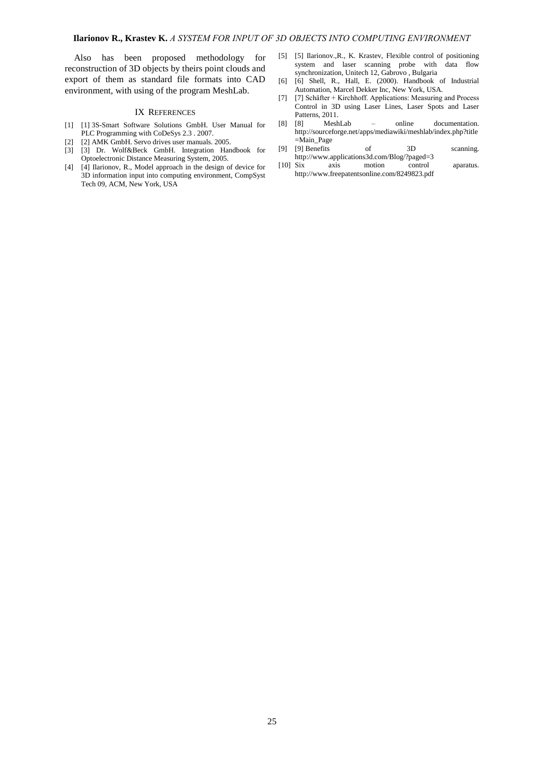Also has been proposed methodology for reconstruction of 3D objects by theirs point clouds and export of them as standard file formats into CAD environment, with using of the program MeshLab.

## IX References

[1] [1] 3S-Smart Software Solutions GmbH. User Manual for PLC Programming with CoDeSys 2.3 . 2007.

[2] [2] AMK GmbH. Servo drives user manuals. 2005.

[3] [3] Dr. Wolf&Beck GmbH. Integration Handbook for Optoelectronic Distance Measuring System, 2005.

[4] [4] Ilarionov, R., Model approach in the design of device for 3D information input into computing environment, CompSyst Tech 09, ACM, New York, USA

[5] [5] Ilarionov.,R., K. Krastev, Flexible control of positioning system and laser scanning probe with data flow synchronization, Unitech 12, Gabrovo , Bulgaria

[6] [6] Shell, R., Hall, E. (2000). Handbook of Industrial Automation, Marcel Dekker Inc, New York, USA.

[7] [7] Schäfter + Kirchhoff. Applications: Measuring and Process Control in 3D using Laser Lines, Laser Spots and Laser Patterns, 2011.

[8] [8] MeshLab – online documentation. http://sourceforge.net/apps/mediawiki/meshlab/index.php?title=Main_Page

[9] [9] Benefits of 3D scanning. http://www.applications3d.com/Blog/?paged=3

[10] Six axis motion control aparatus. http://www.freepatentsonline.com/8249823.pdf